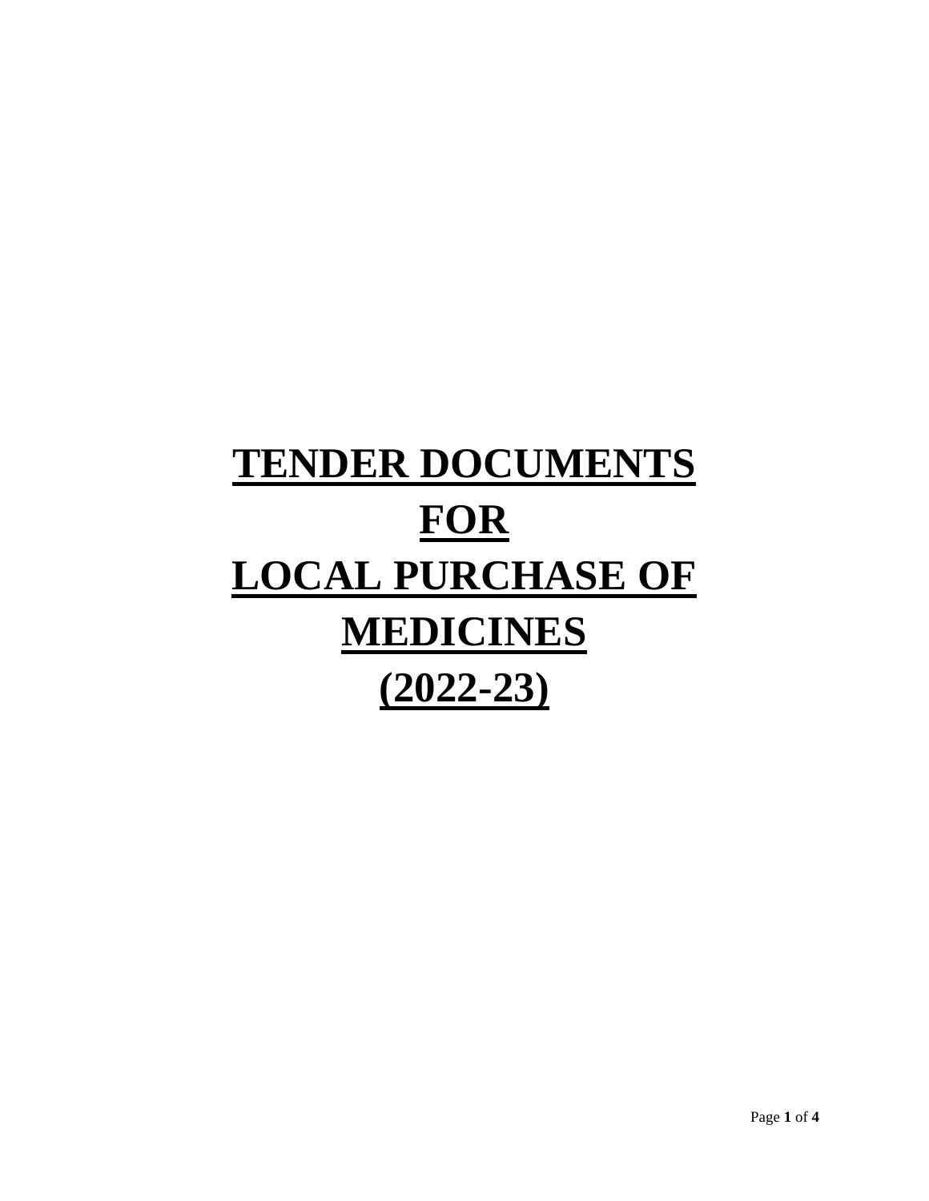# **TENDER DOCUMENTS FOR LOCAL PURCHASE OF MEDICINES (2022-23)**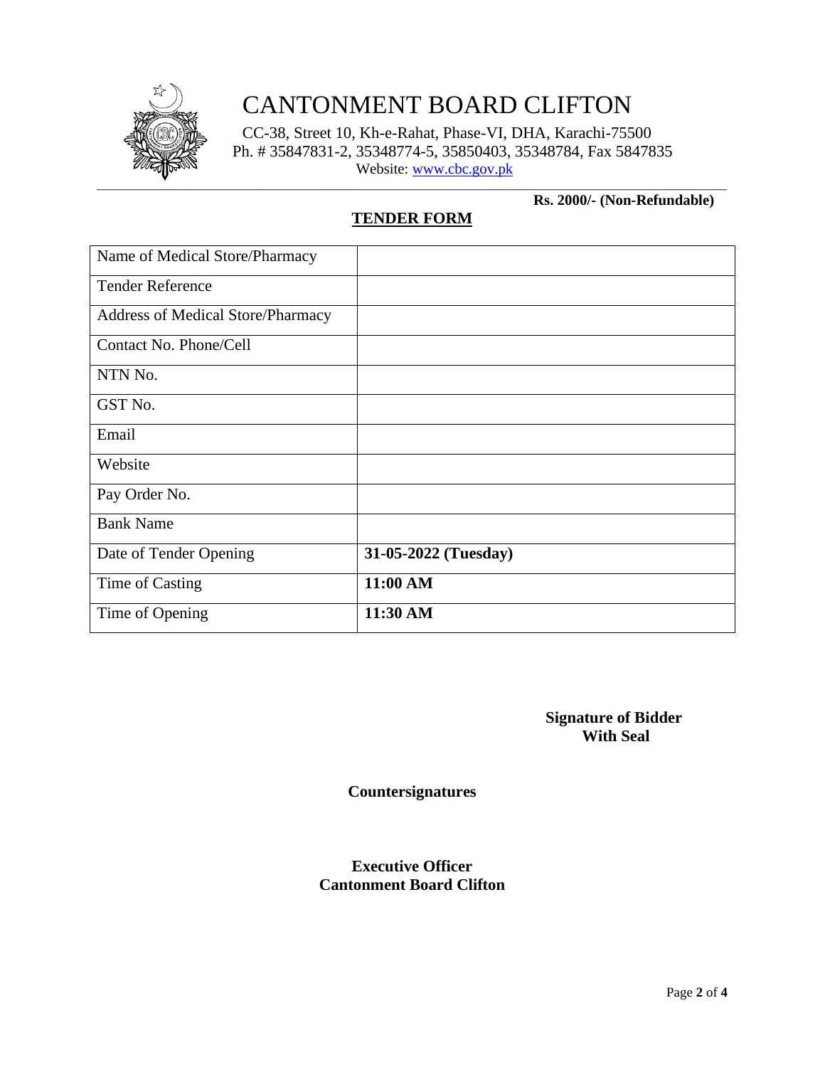# CANTONMENT BOARD CLIFTON

CC-38, Street 10, Kh-e-Rahat, Phase-VI, DHA, Karachi-75500
Ph. # 35847831-2, 35348774-5, 35850403, 35348784, Fax 5847835
Website: www.cbc.gov.pk

**Rs. 2000/- (Non-Refundable)**

## TENDER FORM

| Name of Medical Store/Pharmacy | |
|---|---|
| Tender Reference | |
| Address of Medical Store/Pharmacy | |
| Contact No. Phone/Cell | |
| NTN No. | |
| GST No. | |
| Email | |
| Website | |
| Pay Order No. | |
| Bank Name | |
| Date of Tender Opening | **31-05-2022 (Tuesday)** |
| Time of Casting | **11:00 AM** |
| Time of Opening | **11:30 AM** |

**Signature of Bidder**
**With Seal**

**Countersignatures**

**Executive Officer**
**Cantonment Board Clifton**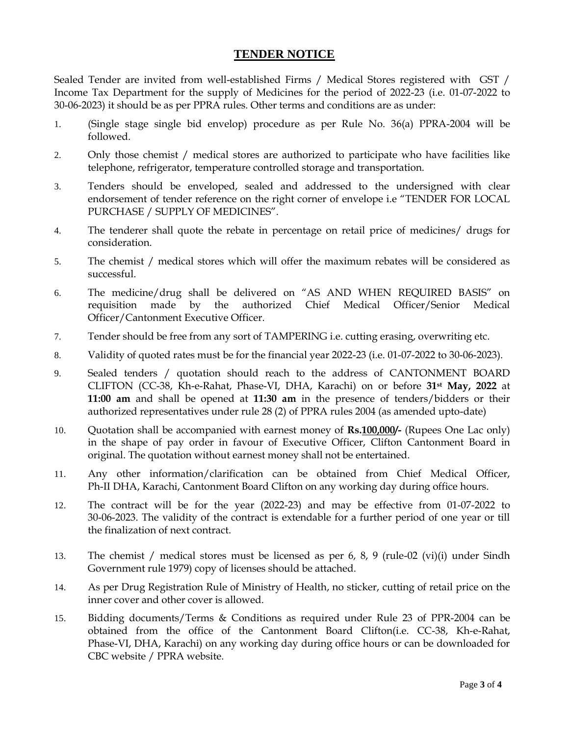# TENDER NOTICE

Sealed Tender are invited from well-established Firms / Medical Stores registered with GST / Income Tax Department for the supply of Medicines for the period of 2022-23 (i.e. 01-07-2022 to 30-06-2023) it should be as per PPRA rules. Other terms and conditions are as under:

1. (Single stage single bid envelop) procedure as per Rule No. 36(a) PPRA-2004 will be followed.
2. Only those chemist / medical stores are authorized to participate who have facilities like telephone, refrigerator, temperature controlled storage and transportation.
3. Tenders should be enveloped, sealed and addressed to the undersigned with clear endorsement of tender reference on the right corner of envelope i.e "TENDER FOR LOCAL PURCHASE / SUPPLY OF MEDICINES".
4. The tenderer shall quote the rebate in percentage on retail price of medicines/ drugs for consideration.
5. The chemist / medical stores which will offer the maximum rebates will be considered as successful.
6. The medicine/drug shall be delivered on "AS AND WHEN REQUIRED BASIS" on requisition made by the authorized Chief Medical Officer/Senior Medical Officer/Cantonment Executive Officer.
7. Tender should be free from any sort of TAMPERING i.e. cutting erasing, overwriting etc.
8. Validity of quoted rates must be for the financial year 2022-23 (i.e. 01-07-2022 to 30-06-2023).
9. Sealed tenders / quotation should reach to the address of CANTONMENT BOARD CLIFTON (CC-38, Kh-e-Rahat, Phase-VI, DHA, Karachi) on or before **31st May, 2022** at **11:00 am** and shall be opened at **11:30 am** in the presence of tenders/bidders or their authorized representatives under rule 28 (2) of PPRA rules 2004 (as amended upto-date)
10. Quotation shall be accompanied with earnest money of **Rs.100,000/-** (Rupees One Lac only) in the shape of pay order in favour of Executive Officer, Clifton Cantonment Board in original. The quotation without earnest money shall not be entertained.
11. Any other information/clarification can be obtained from Chief Medical Officer, Ph-II DHA, Karachi, Cantonment Board Clifton on any working day during office hours.
12. The contract will be for the year (2022-23) and may be effective from 01-07-2022 to 30-06-2023. The validity of the contract is extendable for a further period of one year or till the finalization of next contract.
13. The chemist / medical stores must be licensed as per 6, 8, 9 (rule-02 (vi)(i) under Sindh Government rule 1979) copy of licenses should be attached.
14. As per Drug Registration Rule of Ministry of Health, no sticker, cutting of retail price on the inner cover and other cover is allowed.
15. Bidding documents/Terms & Conditions as required under Rule 23 of PPR-2004 can be obtained from the office of the Cantonment Board Clifton(i.e. CC-38, Kh-e-Rahat, Phase-VI, DHA, Karachi) on any working day during office hours or can be downloaded for CBC website / PPRA website.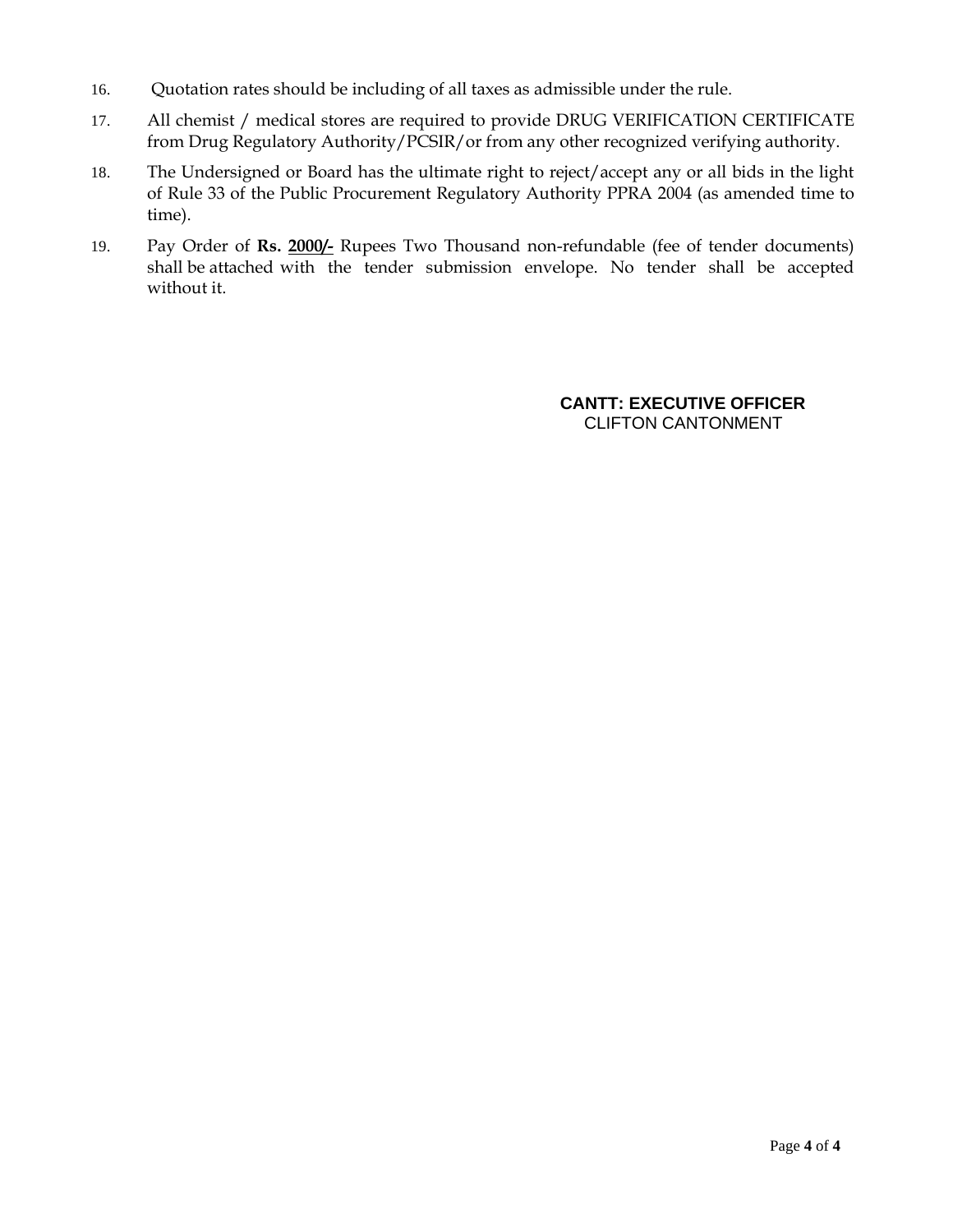16. Quotation rates should be including of all taxes as admissible under the rule.

17. All chemist / medical stores are required to provide DRUG VERIFICATION CERTIFICATE from Drug Regulatory Authority/PCSIR/or from any other recognized verifying authority.

18. The Undersigned or Board has the ultimate right to reject/accept any or all bids in the light of Rule 33 of the Public Procurement Regulatory Authority PPRA 2004 (as amended time to time).

19. Pay Order of **Rs. <u>2000/-</u>** Rupees Two Thousand non-refundable (fee of tender documents) shall be attached with the tender submission envelope. No tender shall be accepted without it.

**CANTT: EXECUTIVE OFFICER**
CLIFTON CANTONMENT